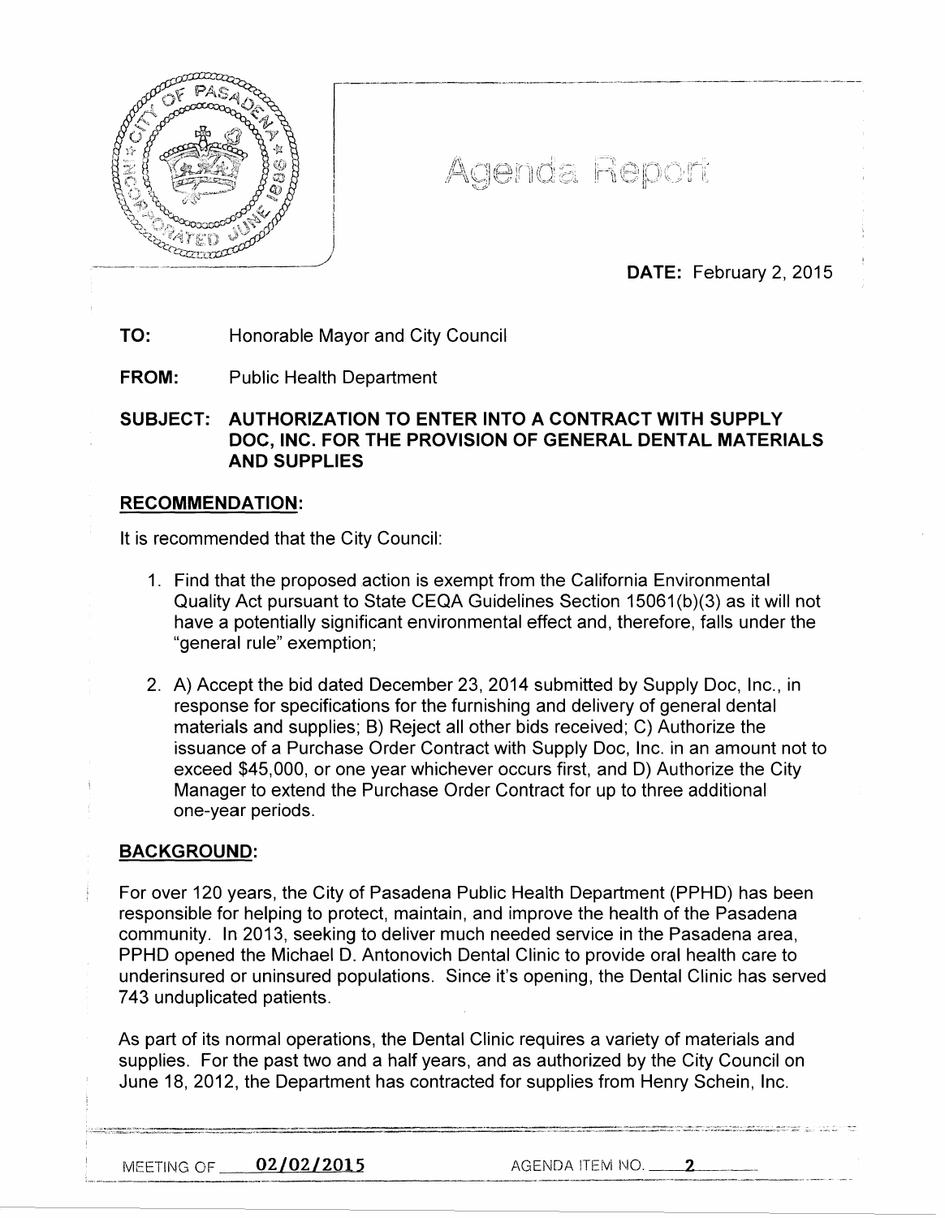# Agenda Report

**DATE:** February 2, 2015

**TO:** Honorable Mayor and City Council

**FROM:** Public Health Department

**SUBJECT: AUTHORIZATION TO ENTER INTO A CONTRACT WITH SUPPLY DOC, INC. FOR THE PROVISION OF GENERAL DENTAL MATERIALS AND SUPPLIES**

## RECOMMENDATION:

It is recommended that the City Council:

1. Find that the proposed action is exempt from the California Environmental Quality Act pursuant to State CEQA Guidelines Section 15061(b)(3) as it will not have a potentially significant environmental effect and, therefore, falls under the "general rule" exemption;

2. A) Accept the bid dated December 23, 2014 submitted by Supply Doc, Inc., in response for specifications for the furnishing and delivery of general dental materials and supplies; B) Reject all other bids received; C) Authorize the issuance of a Purchase Order Contract with Supply Doc, Inc. in an amount not to exceed $45,000, or one year whichever occurs first, and D) Authorize the City Manager to extend the Purchase Order Contract for up to three additional one-year periods.

## BACKGROUND:

For over 120 years, the City of Pasadena Public Health Department (PPHD) has been responsible for helping to protect, maintain, and improve the health of the Pasadena community. In 2013, seeking to deliver much needed service in the Pasadena area, PPHD opened the Michael D. Antonovich Dental Clinic to provide oral health care to underinsured or uninsured populations. Since it's opening, the Dental Clinic has served 743 unduplicated patients.

As part of its normal operations, the Dental Clinic requires a variety of materials and supplies. For the past two and a half years, and as authorized by the City Council on June 18, 2012, the Department has contracted for supplies from Henry Schein, Inc.

MEETING OF 02/02/2015 AGENDA ITEM NO. 2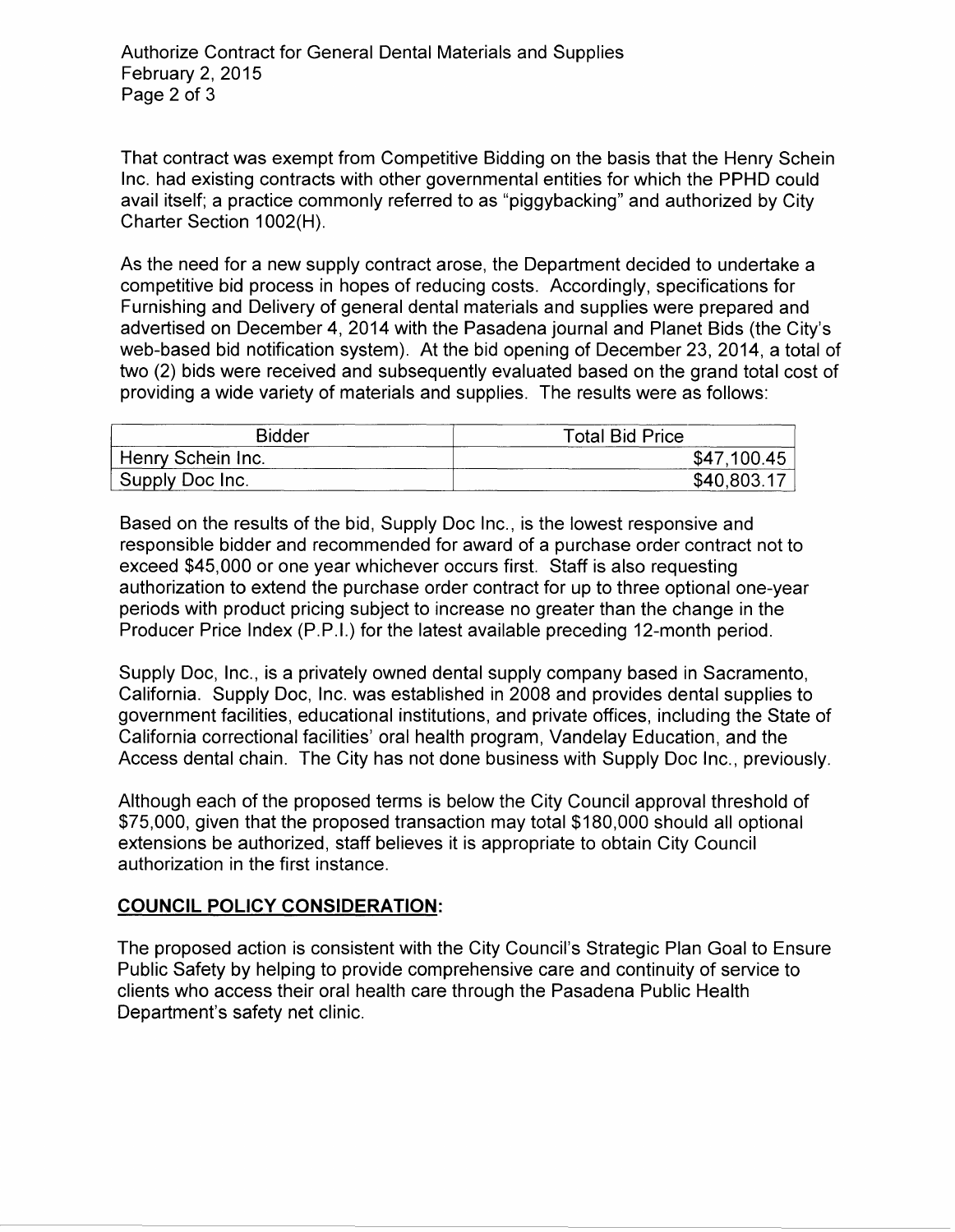That contract was exempt from Competitive Bidding on the basis that the Henry Schein Inc. had existing contracts with other governmental entities for which the PPHD could avail itself; a practice commonly referred to as "piggybacking" and authorized by City Charter Section 1002(H).

As the need for a new supply contract arose, the Department decided to undertake a competitive bid process in hopes of reducing costs. Accordingly, specifications for Furnishing and Delivery of general dental materials and supplies were prepared and advertised on December 4, 2014 with the Pasadena journal and Planet Bids (the City's web-based bid notification system). At the bid opening of December 23, 2014, a total of two (2) bids were received and subsequently evaluated based on the grand total cost of providing a wide variety of materials and supplies. The results were as follows:

| Bidder | Total Bid Price |
|---|---:|
| Henry Schein Inc. | $47,100.45 |
| Supply Doc Inc. | $40,803.17 |

Based on the results of the bid, Supply Doc Inc., is the lowest responsive and responsible bidder and recommended for award of a purchase order contract not to exceed $45,000 or one year whichever occurs first. Staff is also requesting authorization to extend the purchase order contract for up to three optional one-year periods with product pricing subject to increase no greater than the change in the Producer Price Index (P.P.I.) for the latest available preceding 12-month period.

Supply Doc, Inc., is a privately owned dental supply company based in Sacramento, California. Supply Doc, Inc. was established in 2008 and provides dental supplies to government facilities, educational institutions, and private offices, including the State of California correctional facilities' oral health program, Vandelay Education, and the Access dental chain. The City has not done business with Supply Doc Inc., previously.

Although each of the proposed terms is below the City Council approval threshold of $75,000, given that the proposed transaction may total $180,000 should all optional extensions be authorized, staff believes it is appropriate to obtain City Council authorization in the first instance.

## COUNCIL POLICY CONSIDERATION:

The proposed action is consistent with the City Council's Strategic Plan Goal to Ensure Public Safety by helping to provide comprehensive care and continuity of service to clients who access their oral health care through the Pasadena Public Health Department's safety net clinic.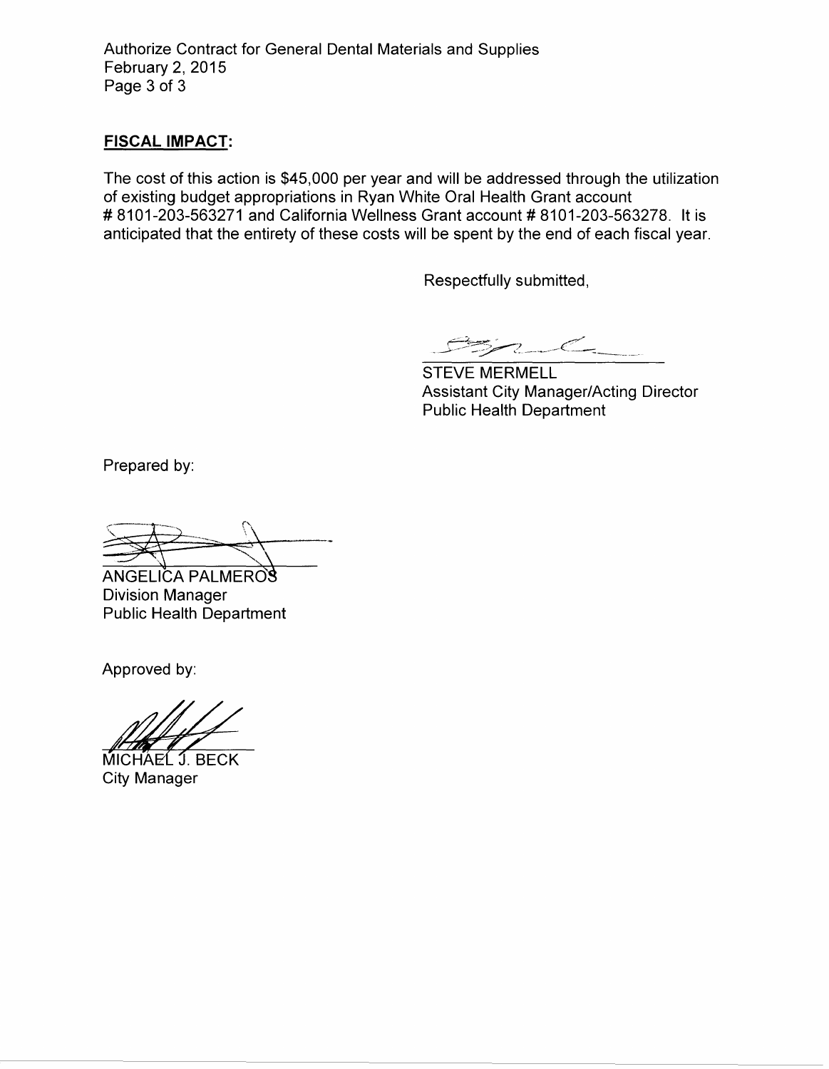**FISCAL IMPACT:**

The cost of this action is $45,000 per year and will be addressed through the utilization of existing budget appropriations in Ryan White Oral Health Grant account # 8101-203-563271 and California Wellness Grant account # 8101-203-563278. It is anticipated that the entirety of these costs will be spent by the end of each fiscal year.

Respectfully submitted,

STEVE MERMELL
Assistant City Manager/Acting Director
Public Health Department

Prepared by:

ANGELICA PALMEROS
Division Manager
Public Health Department

Approved by:

MICHAEL J. BECK
City Manager